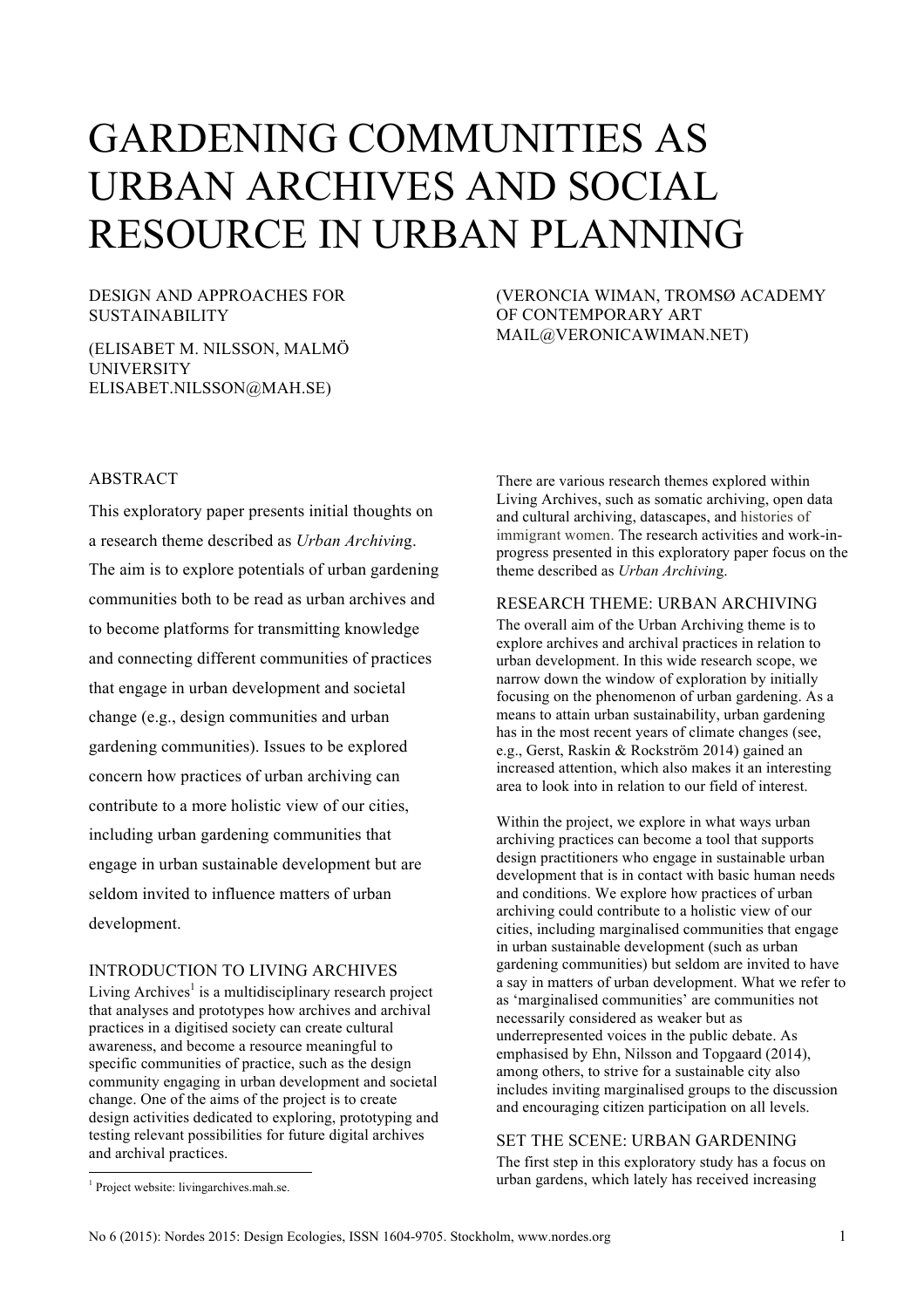# GARDENING COMMUNITIES AS URBAN ARCHIVES AND SOCIAL RESOURCE IN URBAN PLANNING

DESIGN AND APPROACHES FOR SUSTAINABILITY

(ELISABET M. NILSSON, MALMÖ UNIVERSITY
ELISABET.NILSSON@MAH.SE)

(VERONCIA WIMAN, TROMSØ ACADEMY OF CONTEMPORARY ART
MAIL@VERONICAWIMAN.NET)

## ABSTRACT

This exploratory paper presents initial thoughts on a research theme described as *Urban Archiving*. The aim is to explore potentials of urban gardening communities both to be read as urban archives and to become platforms for transmitting knowledge and connecting different communities of practices that engage in urban development and societal change (e.g., design communities and urban gardening communities). Issues to be explored concern how practices of urban archiving can contribute to a more holistic view of our cities, including urban gardening communities that engage in urban sustainable development but are seldom invited to influence matters of urban development.

## INTRODUCTION TO LIVING ARCHIVES

Living Archives[1] is a multidisciplinary research project that analyses and prototypes how archives and archival practices in a digitised society can create cultural awareness, and become a resource meaningful to specific communities of practice, such as the design community engaging in urban development and societal change. One of the aims of the project is to create design activities dedicated to exploring, prototyping and testing relevant possibilities for future digital archives and archival practices.

There are various research themes explored within Living Archives, such as somatic archiving, open data and cultural archiving, datascapes, and histories of immigrant women. The research activities and work-in-progress presented in this exploratory paper focus on the theme described as *Urban Archiving*.

## RESEARCH THEME: URBAN ARCHIVING

The overall aim of the Urban Archiving theme is to explore archives and archival practices in relation to urban development. In this wide research scope, we narrow down the window of exploration by initially focusing on the phenomenon of urban gardening. As a means to attain urban sustainability, urban gardening has in the most recent years of climate changes (see, e.g., Gerst, Raskin & Rockström 2014) gained an increased attention, which also makes it an interesting area to look into in relation to our field of interest.

Within the project, we explore in what ways urban archiving practices can become a tool that supports design practitioners who engage in sustainable urban development that is in contact with basic human needs and conditions. We explore how practices of urban archiving could contribute to a holistic view of our cities, including marginalised communities that engage in urban sustainable development (such as urban gardening communities) but seldom are invited to have a say in matters of urban development. What we refer to as 'marginalised communities' are communities not necessarily considered as weaker but as underrepresented voices in the public debate. As emphasised by Ehn, Nilsson and Topgaard (2014), among others, to strive for a sustainable city also includes inviting marginalised groups to the discussion and encouraging citizen participation on all levels.

## SET THE SCENE: URBAN GARDENING

The first step in this exploratory study has a focus on urban gardens, which lately has received increasing

[1] Project website: livingarchives.mah.se.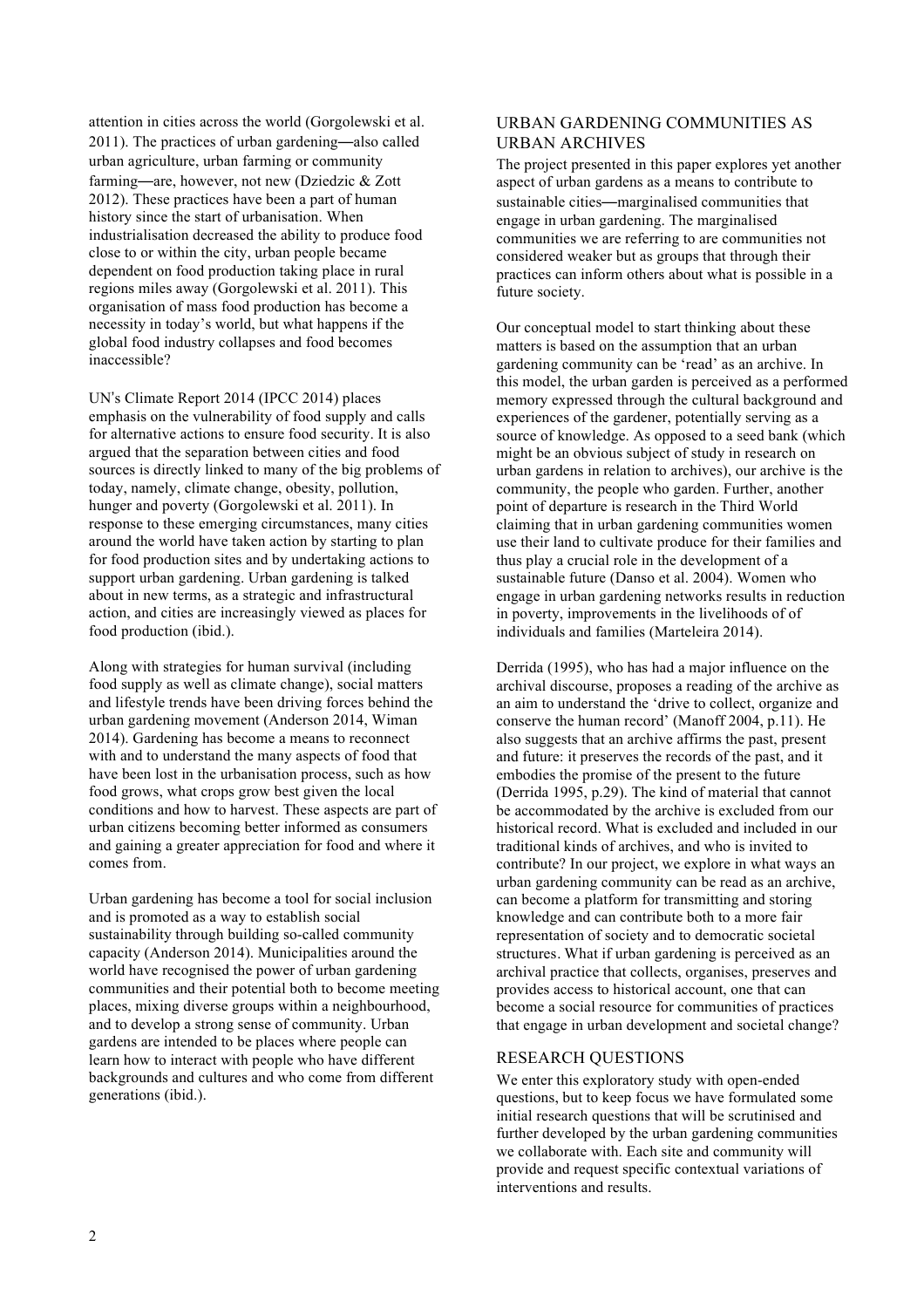attention in cities across the world (Gorgolewski et al. 2011). The practices of urban gardening—also called urban agriculture, urban farming or community farming—are, however, not new (Dziedzic & Zott 2012). These practices have been a part of human history since the start of urbanisation. When industrialisation decreased the ability to produce food close to or within the city, urban people became dependent on food production taking place in rural regions miles away (Gorgolewski et al. 2011). This organisation of mass food production has become a necessity in today's world, but what happens if the global food industry collapses and food becomes inaccessible?

UN's Climate Report 2014 (IPCC 2014) places emphasis on the vulnerability of food supply and calls for alternative actions to ensure food security. It is also argued that the separation between cities and food sources is directly linked to many of the big problems of today, namely, climate change, obesity, pollution, hunger and poverty (Gorgolewski et al. 2011). In response to these emerging circumstances, many cities around the world have taken action by starting to plan for food production sites and by undertaking actions to support urban gardening. Urban gardening is talked about in new terms, as a strategic and infrastructural action, and cities are increasingly viewed as places for food production (ibid.).

Along with strategies for human survival (including food supply as well as climate change), social matters and lifestyle trends have been driving forces behind the urban gardening movement (Anderson 2014, Wiman 2014). Gardening has become a means to reconnect with and to understand the many aspects of food that have been lost in the urbanisation process, such as how food grows, what crops grow best given the local conditions and how to harvest. These aspects are part of urban citizens becoming better informed as consumers and gaining a greater appreciation for food and where it comes from.

Urban gardening has become a tool for social inclusion and is promoted as a way to establish social sustainability through building so-called community capacity (Anderson 2014). Municipalities around the world have recognised the power of urban gardening communities and their potential both to become meeting places, mixing diverse groups within a neighbourhood, and to develop a strong sense of community. Urban gardens are intended to be places where people can learn how to interact with people who have different backgrounds and cultures and who come from different generations (ibid.).

## URBAN GARDENING COMMUNITIES AS URBAN ARCHIVES

The project presented in this paper explores yet another aspect of urban gardens as a means to contribute to sustainable cities—marginalised communities that engage in urban gardening. The marginalised communities we are referring to are communities not considered weaker but as groups that through their practices can inform others about what is possible in a future society.

Our conceptual model to start thinking about these matters is based on the assumption that an urban gardening community can be 'read' as an archive. In this model, the urban garden is perceived as a performed memory expressed through the cultural background and experiences of the gardener, potentially serving as a source of knowledge. As opposed to a seed bank (which might be an obvious subject of study in research on urban gardens in relation to archives), our archive is the community, the people who garden. Further, another point of departure is research in the Third World claiming that in urban gardening communities women use their land to cultivate produce for their families and thus play a crucial role in the development of a sustainable future (Danso et al. 2004). Women who engage in urban gardening networks results in reduction in poverty, improvements in the livelihoods of of individuals and families (Marteleira 2014).

Derrida (1995), who has had a major influence on the archival discourse, proposes a reading of the archive as an aim to understand the 'drive to collect, organize and conserve the human record' (Manoff 2004, p.11). He also suggests that an archive affirms the past, present and future: it preserves the records of the past, and it embodies the promise of the present to the future (Derrida 1995, p.29). The kind of material that cannot be accommodated by the archive is excluded from our historical record. What is excluded and included in our traditional kinds of archives, and who is invited to contribute? In our project, we explore in what ways an urban gardening community can be read as an archive, can become a platform for transmitting and storing knowledge and can contribute both to a more fair representation of society and to democratic societal structures. What if urban gardening is perceived as an archival practice that collects, organises, preserves and provides access to historical account, one that can become a social resource for communities of practices that engage in urban development and societal change?

## RESEARCH QUESTIONS

We enter this exploratory study with open-ended questions, but to keep focus we have formulated some initial research questions that will be scrutinised and further developed by the urban gardening communities we collaborate with. Each site and community will provide and request specific contextual variations of interventions and results.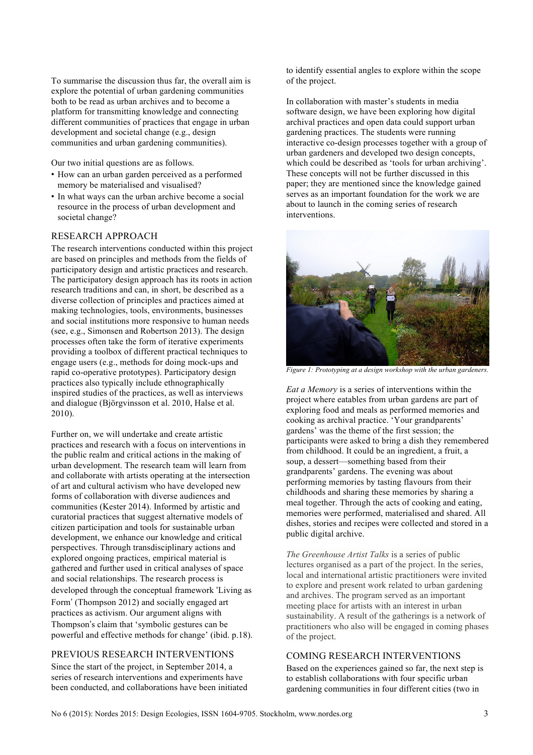To summarise the discussion thus far, the overall aim is explore the potential of urban gardening communities both to be read as urban archives and to become a platform for transmitting knowledge and connecting different communities of practices that engage in urban development and societal change (e.g., design communities and urban gardening communities).

Our two initial questions are as follows.

- How can an urban garden perceived as a performed memory be materialised and visualised?
- In what ways can the urban archive become a social resource in the process of urban development and societal change?

## RESEARCH APPROACH

The research interventions conducted within this project are based on principles and methods from the fields of participatory design and artistic practices and research. The participatory design approach has its roots in action research traditions and can, in short, be described as a diverse collection of principles and practices aimed at making technologies, tools, environments, businesses and social institutions more responsive to human needs (see, e.g., Simonsen and Robertson 2013). The design processes often take the form of iterative experiments providing a toolbox of different practical techniques to engage users (e.g., methods for doing mock-ups and rapid co-operative prototypes). Participatory design practices also typically include ethnographically inspired studies of the practices, as well as interviews and dialogue (Björgvinsson et al. 2010, Halse et al. 2010).

Further on, we will undertake and create artistic practices and research with a focus on interventions in the public realm and critical actions in the making of urban development. The research team will learn from and collaborate with artists operating at the intersection of art and cultural activism who have developed new forms of collaboration with diverse audiences and communities (Kester 2014). Informed by artistic and curatorial practices that suggest alternative models of citizen participation and tools for sustainable urban development, we enhance our knowledge and critical perspectives. Through transdisciplinary actions and explored ongoing practices, empirical material is gathered and further used in critical analyses of space and social relationships. The research process is developed through the conceptual framework 'Living as Form' (Thompson 2012) and socially engaged art practices as activism. Our argument aligns with Thompson's claim that 'symbolic gestures can be powerful and effective methods for change' (ibid. p.18).

## PREVIOUS RESEARCH INTERVENTIONS

Since the start of the project, in September 2014, a series of research interventions and experiments have been conducted, and collaborations have been initiated to identify essential angles to explore within the scope of the project.

In collaboration with master's students in media software design, we have been exploring how digital archival practices and open data could support urban gardening practices. The students were running interactive co-design processes together with a group of urban gardeners and developed two design concepts, which could be described as 'tools for urban archiving'. These concepts will not be further discussed in this paper; they are mentioned since the knowledge gained serves as an important foundation for the work we are about to launch in the coming series of research interventions.

*Figure 1: Prototyping at a design workshop with the urban gardeners.*

*Eat a Memory* is a series of interventions within the project where eatables from urban gardens are part of exploring food and meals as performed memories and cooking as archival practice. 'Your grandparents' gardens' was the theme of the first session; the participants were asked to bring a dish they remembered from childhood. It could be an ingredient, a fruit, a soup, a dessert—something based from their grandparents' gardens. The evening was about performing memories by tasting flavours from their childhoods and sharing these memories by sharing a meal together. Through the acts of cooking and eating, memories were performed, materialised and shared. All dishes, stories and recipes were collected and stored in a public digital archive.

*The Greenhouse Artist Talks* is a series of public lectures organised as a part of the project. In the series, local and international artistic practitioners were invited to explore and present work related to urban gardening and archives. The program served as an important meeting place for artists with an interest in urban sustainability. A result of the gatherings is a network of practitioners who also will be engaged in coming phases of the project.

## COMING RESEARCH INTERVENTIONS

Based on the experiences gained so far, the next step is to establish collaborations with four specific urban gardening communities in four different cities (two in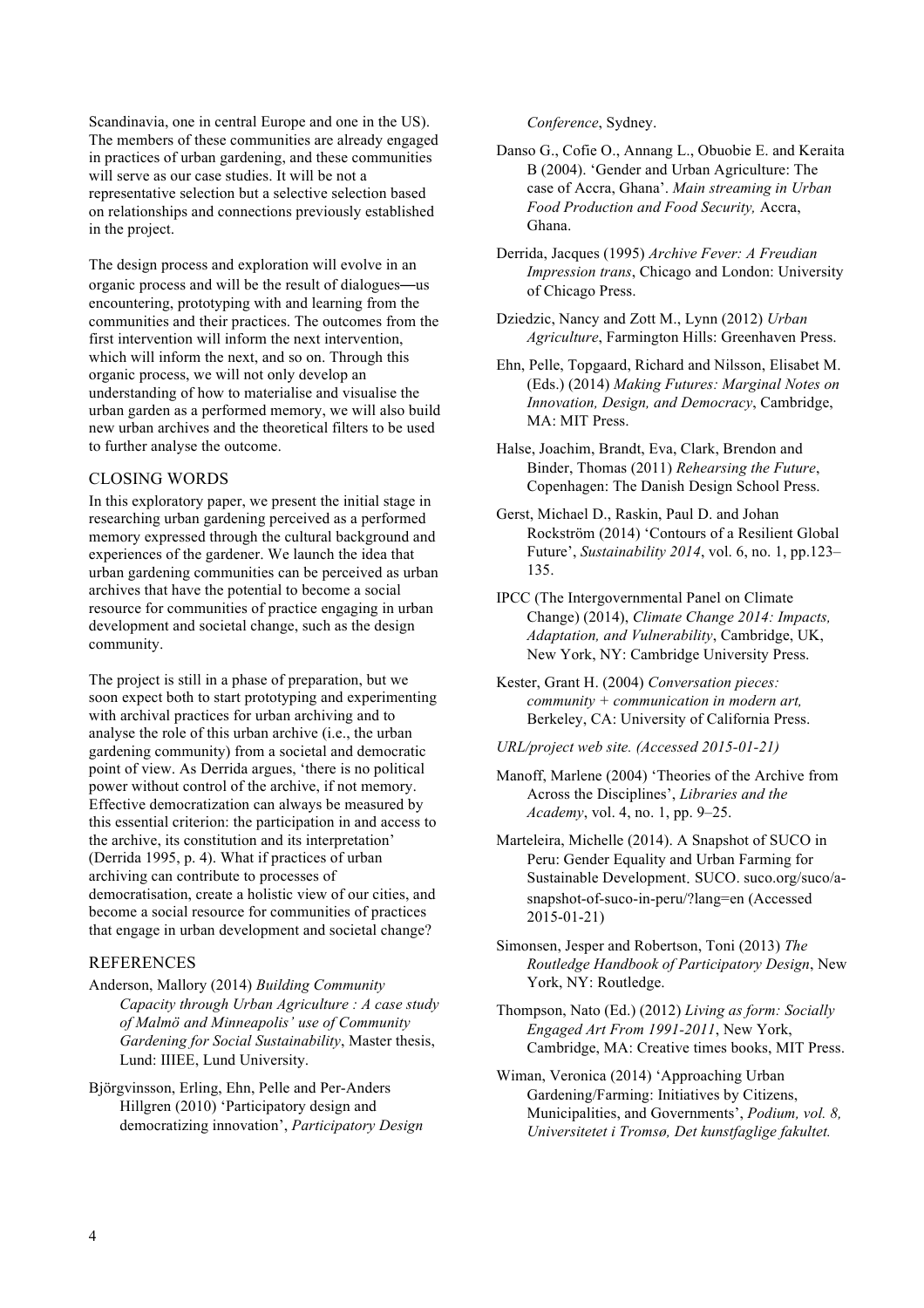Scandinavia, one in central Europe and one in the US). The members of these communities are already engaged in practices of urban gardening, and these communities will serve as our case studies. It will be not a representative selection but a selective selection based on relationships and connections previously established in the project.

The design process and exploration will evolve in an organic process and will be the result of dialogues—us encountering, prototyping with and learning from the communities and their practices. The outcomes from the first intervention will inform the next intervention, which will inform the next, and so on. Through this organic process, we will not only develop an understanding of how to materialise and visualise the urban garden as a performed memory, we will also build new urban archives and the theoretical filters to be used to further analyse the outcome.

## CLOSING WORDS

In this exploratory paper, we present the initial stage in researching urban gardening perceived as a performed memory expressed through the cultural background and experiences of the gardener. We launch the idea that urban gardening communities can be perceived as urban archives that have the potential to become a social resource for communities of practice engaging in urban development and societal change, such as the design community.

The project is still in a phase of preparation, but we soon expect both to start prototyping and experimenting with archival practices for urban archiving and to analyse the role of this urban archive (i.e., the urban gardening community) from a societal and democratic point of view. As Derrida argues, 'there is no political power without control of the archive, if not memory. Effective democratization can always be measured by this essential criterion: the participation in and access to the archive, its constitution and its interpretation' (Derrida 1995, p. 4). What if practices of urban archiving can contribute to processes of democratisation, create a holistic view of our cities, and become a social resource for communities of practices that engage in urban development and societal change?

## REFERENCES

Anderson, Mallory (2014) *Building Community Capacity through Urban Agriculture : A case study of Malmö and Minneapolis' use of Community Gardening for Social Sustainability*, Master thesis, Lund: IIIEE, Lund University.

Björgvinsson, Erling, Ehn, Pelle and Per-Anders Hillgren (2010) 'Participatory design and democratizing innovation', *Participatory Design Conference*, Sydney.

Danso G., Cofie O., Annang L., Obuobie E. and Keraita B (2004). 'Gender and Urban Agriculture: The case of Accra, Ghana'. *Main streaming in Urban Food Production and Food Security,* Accra, Ghana.

Derrida, Jacques (1995) *Archive Fever: A Freudian Impression trans*, Chicago and London: University of Chicago Press.

Dziedzic, Nancy and Zott M., Lynn (2012) *Urban Agriculture*, Farmington Hills: Greenhaven Press.

Ehn, Pelle, Topgaard, Richard and Nilsson, Elisabet M. (Eds.) (2014) *Making Futures: Marginal Notes on Innovation, Design, and Democracy*, Cambridge, MA: MIT Press.

Halse, Joachim, Brandt, Eva, Clark, Brendon and Binder, Thomas (2011) *Rehearsing the Future*, Copenhagen: The Danish Design School Press.

Gerst, Michael D., Raskin, Paul D. and Johan Rockström (2014) 'Contours of a Resilient Global Future', *Sustainability 2014*, vol. 6, no. 1, pp.123–135.

IPCC (The Intergovernmental Panel on Climate Change) (2014), *Climate Change 2014: Impacts, Adaptation, and Vulnerability*, Cambridge, UK, New York, NY: Cambridge University Press.

Kester, Grant H. (2004) *Conversation pieces: community + communication in modern art,* Berkeley, CA: University of California Press.

*URL/project web site. (Accessed 2015-01-21)*

Manoff, Marlene (2004) 'Theories of the Archive from Across the Disciplines', *Libraries and the Academy*, vol. 4, no. 1, pp. 9–25.

Marteleira, Michelle (2014). A Snapshot of SUCO in Peru: Gender Equality and Urban Farming for Sustainable Development. SUCO. suco.org/suco/a-snapshot-of-suco-in-peru/?lang=en (Accessed 2015-01-21)

Simonsen, Jesper and Robertson, Toni (2013) *The Routledge Handbook of Participatory Design*, New York, NY: Routledge.

Thompson, Nato (Ed.) (2012) *Living as form: Socially Engaged Art From 1991-2011*, New York, Cambridge, MA: Creative times books, MIT Press.

Wiman, Veronica (2014) 'Approaching Urban Gardening/Farming: Initiatives by Citizens, Municipalities, and Governments', *Podium, vol. 8, Universitetet i Tromsø, Det kunstfaglige fakultet.*